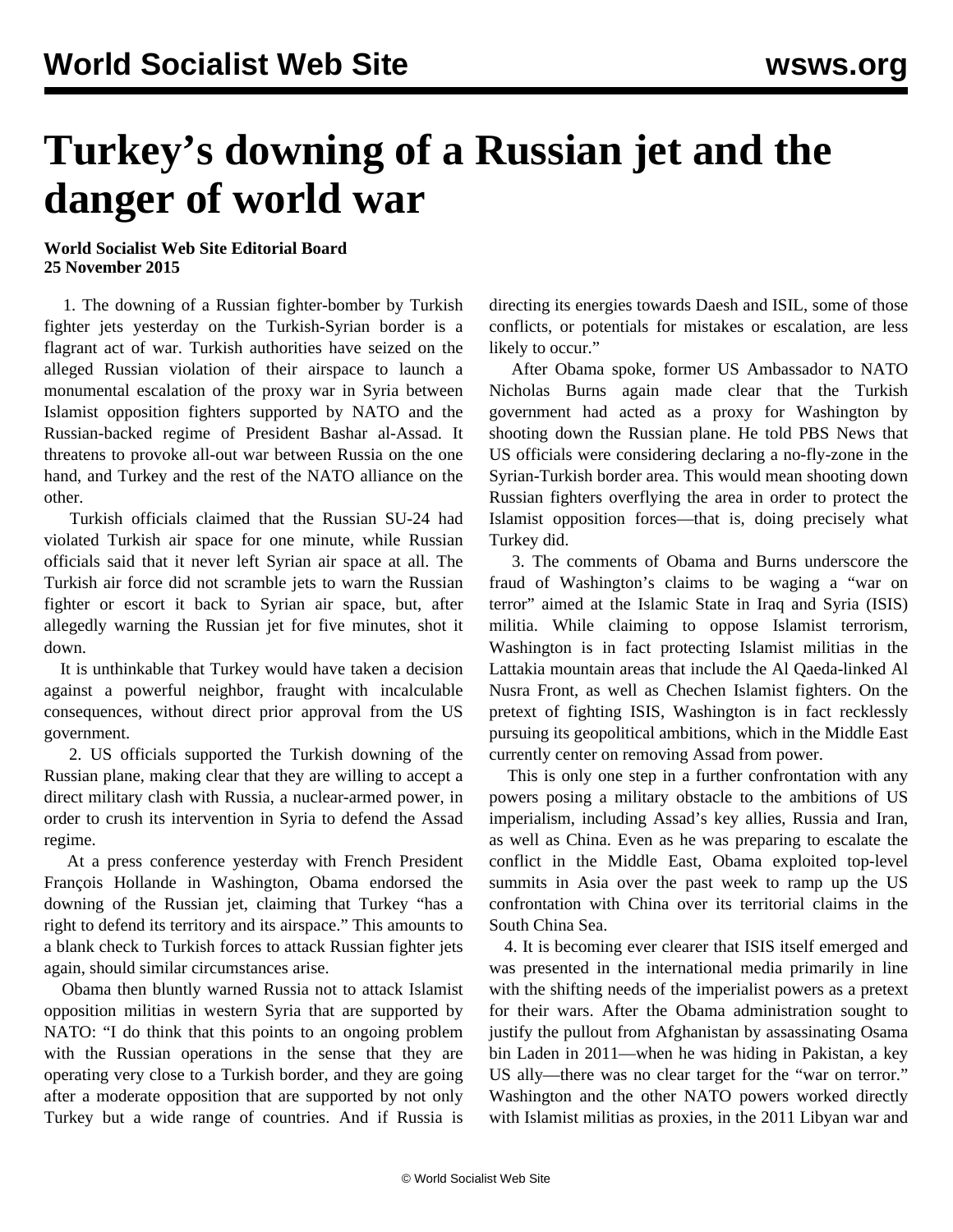# Turkey's downing of a Russian jet and the danger of world war

**World Socialist Web Site Editorial Board**
**25 November 2015**

1. The downing of a Russian fighter-bomber by Turkish fighter jets yesterday on the Turkish-Syrian border is a flagrant act of war. Turkish authorities have seized on the alleged Russian violation of their airspace to launch a monumental escalation of the proxy war in Syria between Islamist opposition fighters supported by NATO and the Russian-backed regime of President Bashar al-Assad. It threatens to provoke all-out war between Russia on the one hand, and Turkey and the rest of the NATO alliance on the other.

Turkish officials claimed that the Russian SU-24 had violated Turkish air space for one minute, while Russian officials said that it never left Syrian air space at all. The Turkish air force did not scramble jets to warn the Russian fighter or escort it back to Syrian air space, but, after allegedly warning the Russian jet for five minutes, shot it down.

It is unthinkable that Turkey would have taken a decision against a powerful neighbor, fraught with incalculable consequences, without direct prior approval from the US government.

2. US officials supported the Turkish downing of the Russian plane, making clear that they are willing to accept a direct military clash with Russia, a nuclear-armed power, in order to crush its intervention in Syria to defend the Assad regime.

At a press conference yesterday with French President François Hollande in Washington, Obama endorsed the downing of the Russian jet, claiming that Turkey "has a right to defend its territory and its airspace." This amounts to a blank check to Turkish forces to attack Russian fighter jets again, should similar circumstances arise.

Obama then bluntly warned Russia not to attack Islamist opposition militias in western Syria that are supported by NATO: "I do think that this points to an ongoing problem with the Russian operations in the sense that they are operating very close to a Turkish border, and they are going after a moderate opposition that are supported by not only Turkey but a wide range of countries. And if Russia is directing its energies towards Daesh and ISIL, some of those conflicts, or potentials for mistakes or escalation, are less likely to occur."

After Obama spoke, former US Ambassador to NATO Nicholas Burns again made clear that the Turkish government had acted as a proxy for Washington by shooting down the Russian plane. He told PBS News that US officials were considering declaring a no-fly-zone in the Syrian-Turkish border area. This would mean shooting down Russian fighters overflying the area in order to protect the Islamist opposition forces—that is, doing precisely what Turkey did.

3. The comments of Obama and Burns underscore the fraud of Washington's claims to be waging a "war on terror" aimed at the Islamic State in Iraq and Syria (ISIS) militia. While claiming to oppose Islamist terrorism, Washington is in fact protecting Islamist militias in the Lattakia mountain areas that include the Al Qaeda-linked Al Nusra Front, as well as Chechen Islamist fighters. On the pretext of fighting ISIS, Washington is in fact recklessly pursuing its geopolitical ambitions, which in the Middle East currently center on removing Assad from power.

This is only one step in a further confrontation with any powers posing a military obstacle to the ambitions of US imperialism, including Assad's key allies, Russia and Iran, as well as China. Even as he was preparing to escalate the conflict in the Middle East, Obama exploited top-level summits in Asia over the past week to ramp up the US confrontation with China over its territorial claims in the South China Sea.

4. It is becoming ever clearer that ISIS itself emerged and was presented in the international media primarily in line with the shifting needs of the imperialist powers as a pretext for their wars. After the Obama administration sought to justify the pullout from Afghanistan by assassinating Osama bin Laden in 2011—when he was hiding in Pakistan, a key US ally—there was no clear target for the "war on terror." Washington and the other NATO powers worked directly with Islamist militias as proxies, in the 2011 Libyan war and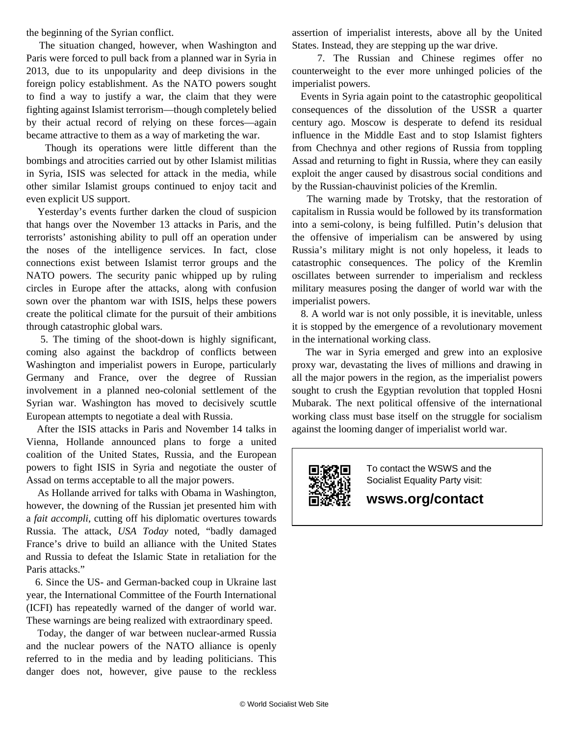the beginning of the Syrian conflict.

The situation changed, however, when Washington and Paris were forced to pull back from a planned war in Syria in 2013, due to its unpopularity and deep divisions in the foreign policy establishment. As the NATO powers sought to find a way to justify a war, the claim that they were fighting against Islamist terrorism—though completely belied by their actual record of relying on these forces—again became attractive to them as a way of marketing the war.

Though its operations were little different than the bombings and atrocities carried out by other Islamist militias in Syria, ISIS was selected for attack in the media, while other similar Islamist groups continued to enjoy tacit and even explicit US support.

Yesterday's events further darken the cloud of suspicion that hangs over the November 13 attacks in Paris, and the terrorists' astonishing ability to pull off an operation under the noses of the intelligence services. In fact, close connections exist between Islamist terror groups and the NATO powers. The security panic whipped up by ruling circles in Europe after the attacks, along with confusion sown over the phantom war with ISIS, helps these powers create the political climate for the pursuit of their ambitions through catastrophic global wars.

5. The timing of the shoot-down is highly significant, coming also against the backdrop of conflicts between Washington and imperialist powers in Europe, particularly Germany and France, over the degree of Russian involvement in a planned neo-colonial settlement of the Syrian war. Washington has moved to decisively scuttle European attempts to negotiate a deal with Russia.

After the ISIS attacks in Paris and November 14 talks in Vienna, Hollande announced plans to forge a united coalition of the United States, Russia, and the European powers to fight ISIS in Syria and negotiate the ouster of Assad on terms acceptable to all the major powers.

As Hollande arrived for talks with Obama in Washington, however, the downing of the Russian jet presented him with a *fait accompli*, cutting off his diplomatic overtures towards Russia. The attack, *USA Today* noted, "badly damaged France's drive to build an alliance with the United States and Russia to defeat the Islamic State in retaliation for the Paris attacks."

6. Since the US- and German-backed coup in Ukraine last year, the International Committee of the Fourth International (ICFI) has repeatedly warned of the danger of world war. These warnings are being realized with extraordinary speed.

Today, the danger of war between nuclear-armed Russia and the nuclear powers of the NATO alliance is openly referred to in the media and by leading politicians. This danger does not, however, give pause to the reckless assertion of imperialist interests, above all by the United States. Instead, they are stepping up the war drive.

7. The Russian and Chinese regimes offer no counterweight to the ever more unhinged policies of the imperialist powers.

Events in Syria again point to the catastrophic geopolitical consequences of the dissolution of the USSR a quarter century ago. Moscow is desperate to defend its residual influence in the Middle East and to stop Islamist fighters from Chechnya and other regions of Russia from toppling Assad and returning to fight in Russia, where they can easily exploit the anger caused by disastrous social conditions and by the Russian-chauvinist policies of the Kremlin.

The warning made by Trotsky, that the restoration of capitalism in Russia would be followed by its transformation into a semi-colony, is being fulfilled. Putin's delusion that the offensive of imperialism can be answered by using Russia's military might is not only hopeless, it leads to catastrophic consequences. The policy of the Kremlin oscillates between surrender to imperialism and reckless military measures posing the danger of world war with the imperialist powers.

8. A world war is not only possible, it is inevitable, unless it is stopped by the emergence of a revolutionary movement in the international working class.

The war in Syria emerged and grew into an explosive proxy war, devastating the lives of millions and drawing in all the major powers in the region, as the imperialist powers sought to crush the Egyptian revolution that toppled Hosni Mubarak. The next political offensive of the international working class must base itself on the struggle for socialism against the looming danger of imperialist world war.

To contact the WSWS and the Socialist Equality Party visit:

**wsws.org/contact**